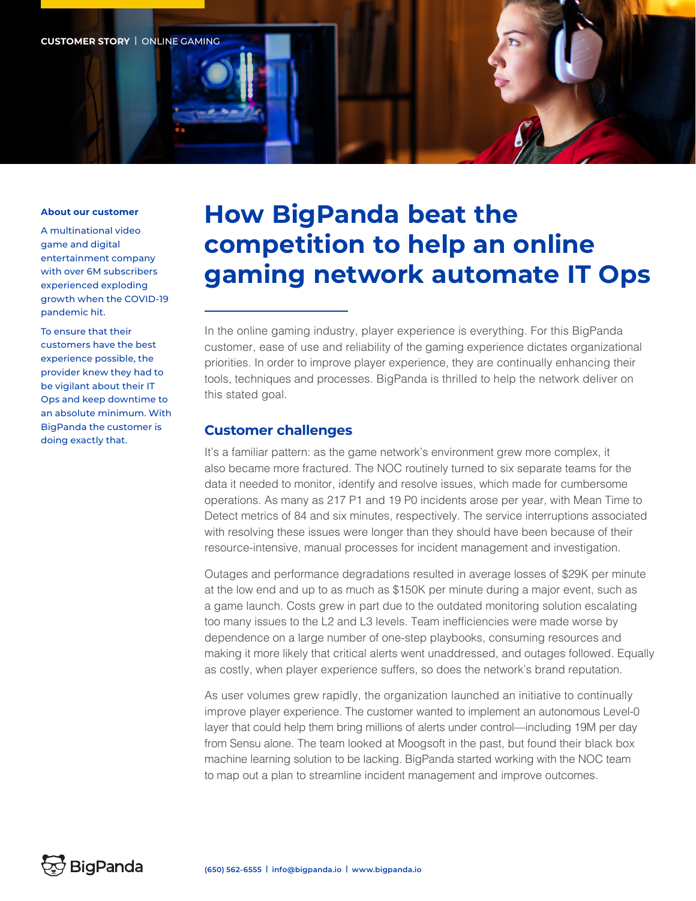CUSTOMER STORY | ONLINE GAMING

# How BigPanda beat the competition to help an online gaming network automate IT Ops

**About our customer**

A multinational video game and digital entertainment company with over 6M subscribers experienced exploding growth when the COVID-19 pandemic hit.

To ensure that their customers have the best experience possible, the provider knew they had to be vigilant about their IT Ops and keep downtime to an absolute minimum. With BigPanda the customer is doing exactly that.

In the online gaming industry, player experience is everything. For this BigPanda customer, ease of use and reliability of the gaming experience dictates organizational priorities. In order to improve player experience, they are continually enhancing their tools, techniques and processes. BigPanda is thrilled to help the network deliver on this stated goal.

## Customer challenges

It's a familiar pattern: as the game network's environment grew more complex, it also became more fractured. The NOC routinely turned to six separate teams for the data it needed to monitor, identify and resolve issues, which made for cumbersome operations. As many as 217 P1 and 19 P0 incidents arose per year, with Mean Time to Detect metrics of 84 and six minutes, respectively. The service interruptions associated with resolving these issues were longer than they should have been because of their resource-intensive, manual processes for incident management and investigation.

Outages and performance degradations resulted in average losses of $29K per minute at the low end and up to as much as $150K per minute during a major event, such as a game launch. Costs grew in part due to the outdated monitoring solution escalating too many issues to the L2 and L3 levels. Team inefficiencies were made worse by dependence on a large number of one-step playbooks, consuming resources and making it more likely that critical alerts went unaddressed, and outages followed. Equally as costly, when player experience suffers, so does the network's brand reputation.

As user volumes grew rapidly, the organization launched an initiative to continually improve player experience. The customer wanted to implement an autonomous Level-0 layer that could help them bring millions of alerts under control—including 19M per day from Sensu alone. The team looked at Moogsoft in the past, but found their black box machine learning solution to be lacking. BigPanda started working with the NOC team to map out a plan to streamline incident management and improve outcomes.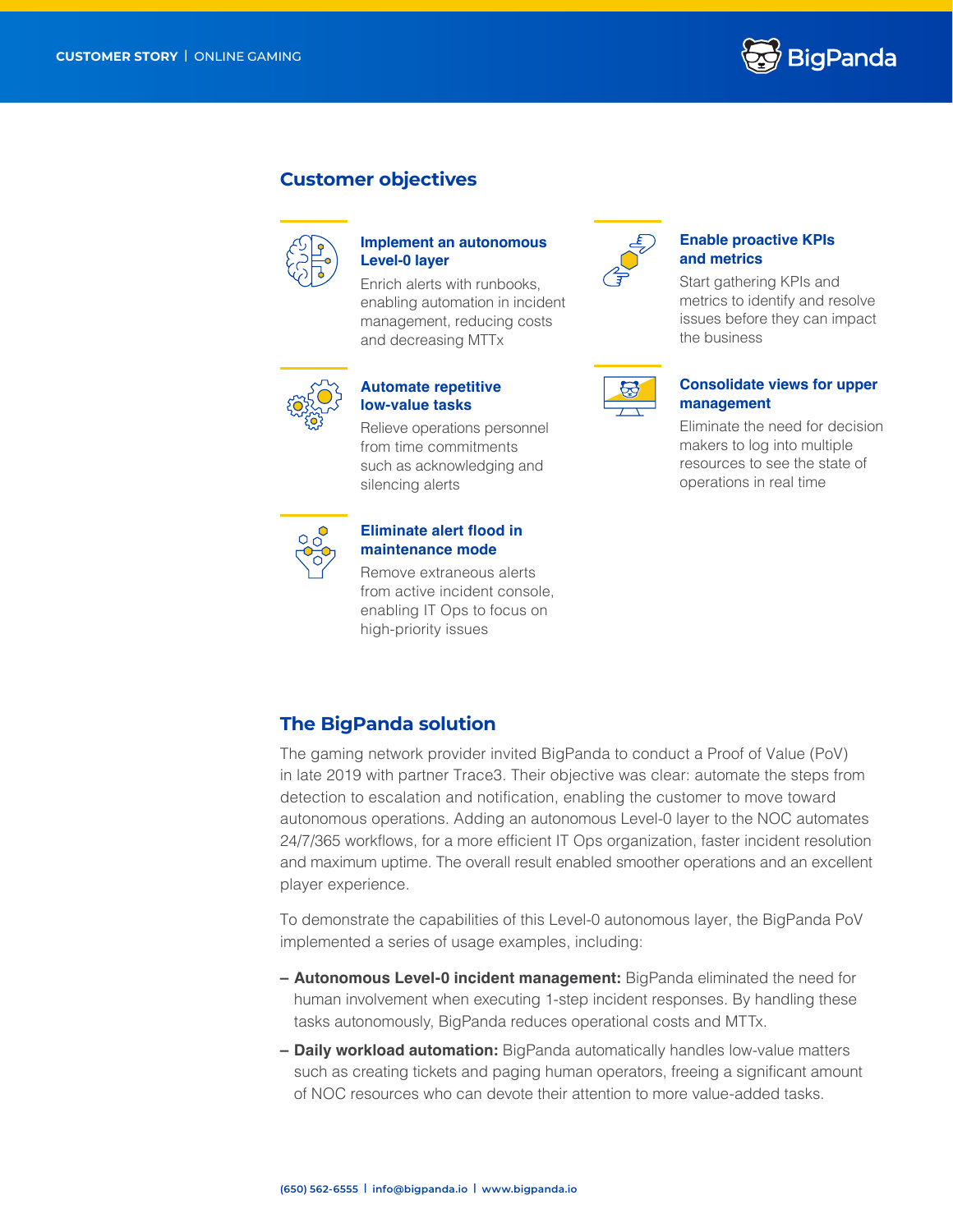## Customer objectives

### Implement an autonomous Level-0 layer

Enrich alerts with runbooks, enabling automation in incident management, reducing costs and decreasing MTTx

### Automate repetitive low-value tasks

Relieve operations personnel from time commitments such as acknowledging and silencing alerts

### Eliminate alert flood in maintenance mode

Remove extraneous alerts from active incident console, enabling IT Ops to focus on high-priority issues

### Enable proactive KPIs and metrics

Start gathering KPIs and metrics to identify and resolve issues before they can impact the business

### Consolidate views for upper management

Eliminate the need for decision makers to log into multiple resources to see the state of operations in real time

## The BigPanda solution

The gaming network provider invited BigPanda to conduct a Proof of Value (PoV) in late 2019 with partner Trace3. Their objective was clear: automate the steps from detection to escalation and notification, enabling the customer to move toward autonomous operations. Adding an autonomous Level-0 layer to the NOC automates 24/7/365 workflows, for a more efficient IT Ops organization, faster incident resolution and maximum uptime. The overall result enabled smoother operations and an excellent player experience.

To demonstrate the capabilities of this Level-0 autonomous layer, the BigPanda PoV implemented a series of usage examples, including:

- **Autonomous Level-0 incident management:** BigPanda eliminated the need for human involvement when executing 1-step incident responses. By handling these tasks autonomously, BigPanda reduces operational costs and MTTx.
- **Daily workload automation:** BigPanda automatically handles low-value matters such as creating tickets and paging human operators, freeing a significant amount of NOC resources who can devote their attention to more value-added tasks.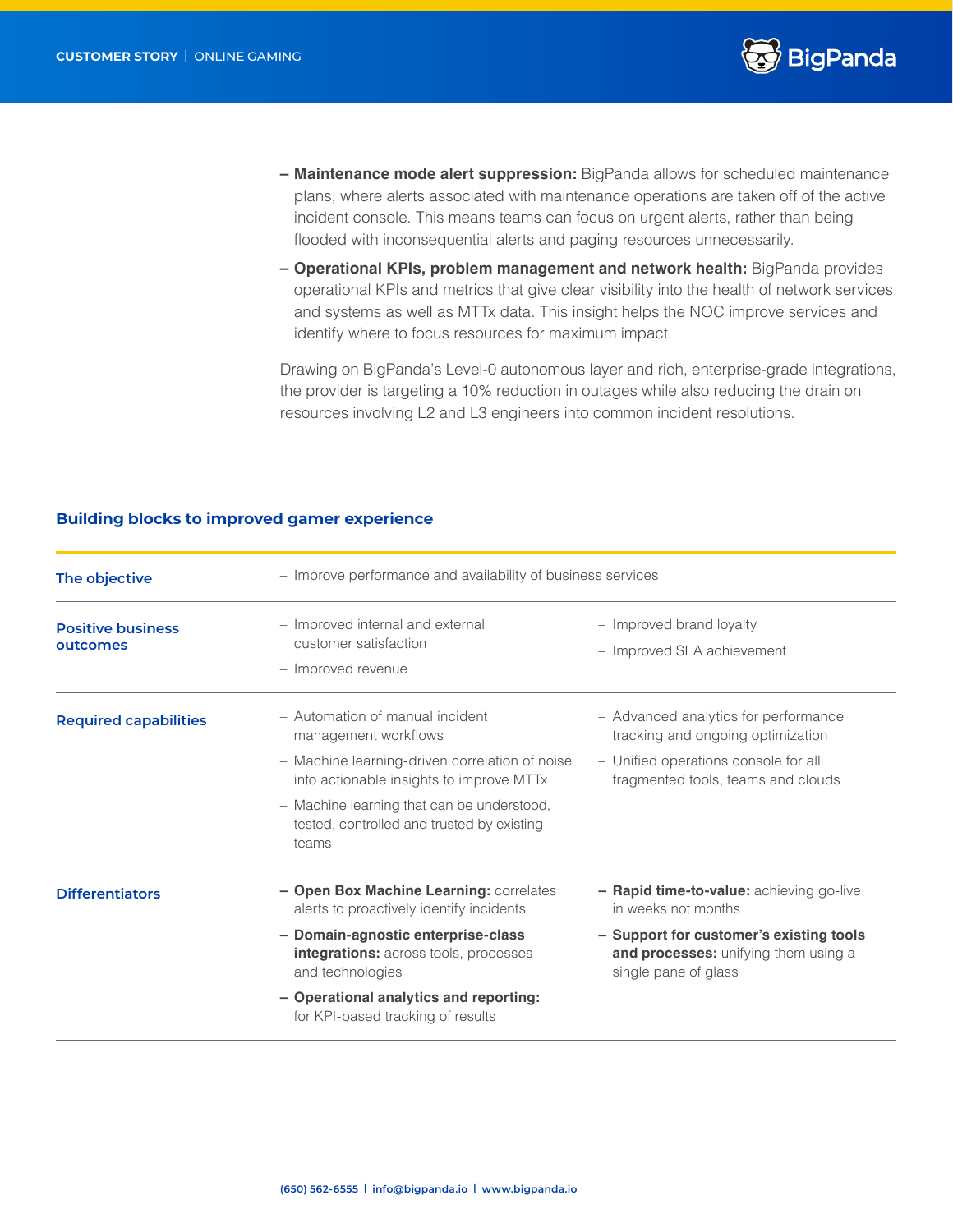- **Maintenance mode alert suppression:** BigPanda allows for scheduled maintenance plans, where alerts associated with maintenance operations are taken off of the active incident console. This means teams can focus on urgent alerts, rather than being flooded with inconsequential alerts and paging resources unnecessarily.
- **Operational KPIs, problem management and network health:** BigPanda provides operational KPIs and metrics that give clear visibility into the health of network services and systems as well as MTTx data. This insight helps the NOC improve services and identify where to focus resources for maximum impact.

Drawing on BigPanda's Level-0 autonomous layer and rich, enterprise-grade integrations, the provider is targeting a 10% reduction in outages while also reducing the drain on resources involving L2 and L3 engineers into common incident resolutions.

## Building blocks to improved gamer experience

| | | |
|---|---|---|
| **The objective** | – Improve performance and availability of business services | |
| **Positive business outcomes** | – Improved internal and external customer satisfaction<br>– Improved revenue | – Improved brand loyalty<br>– Improved SLA achievement |
| **Required capabilities** | – Automation of manual incident management workflows<br>– Machine learning-driven correlation of noise into actionable insights to improve MTTx<br>– Machine learning that can be understood, tested, controlled and trusted by existing teams | – Advanced analytics for performance tracking and ongoing optimization<br>– Unified operations console for all fragmented tools, teams and clouds |
| **Differentiators** | – **Open Box Machine Learning:** correlates alerts to proactively identify incidents<br>– **Domain-agnostic enterprise-class integrations:** across tools, processes and technologies<br>– **Operational analytics and reporting:** for KPI-based tracking of results | – **Rapid time-to-value:** achieving go-live in weeks not months<br>– **Support for customer's existing tools and processes:** unifying them using a single pane of glass |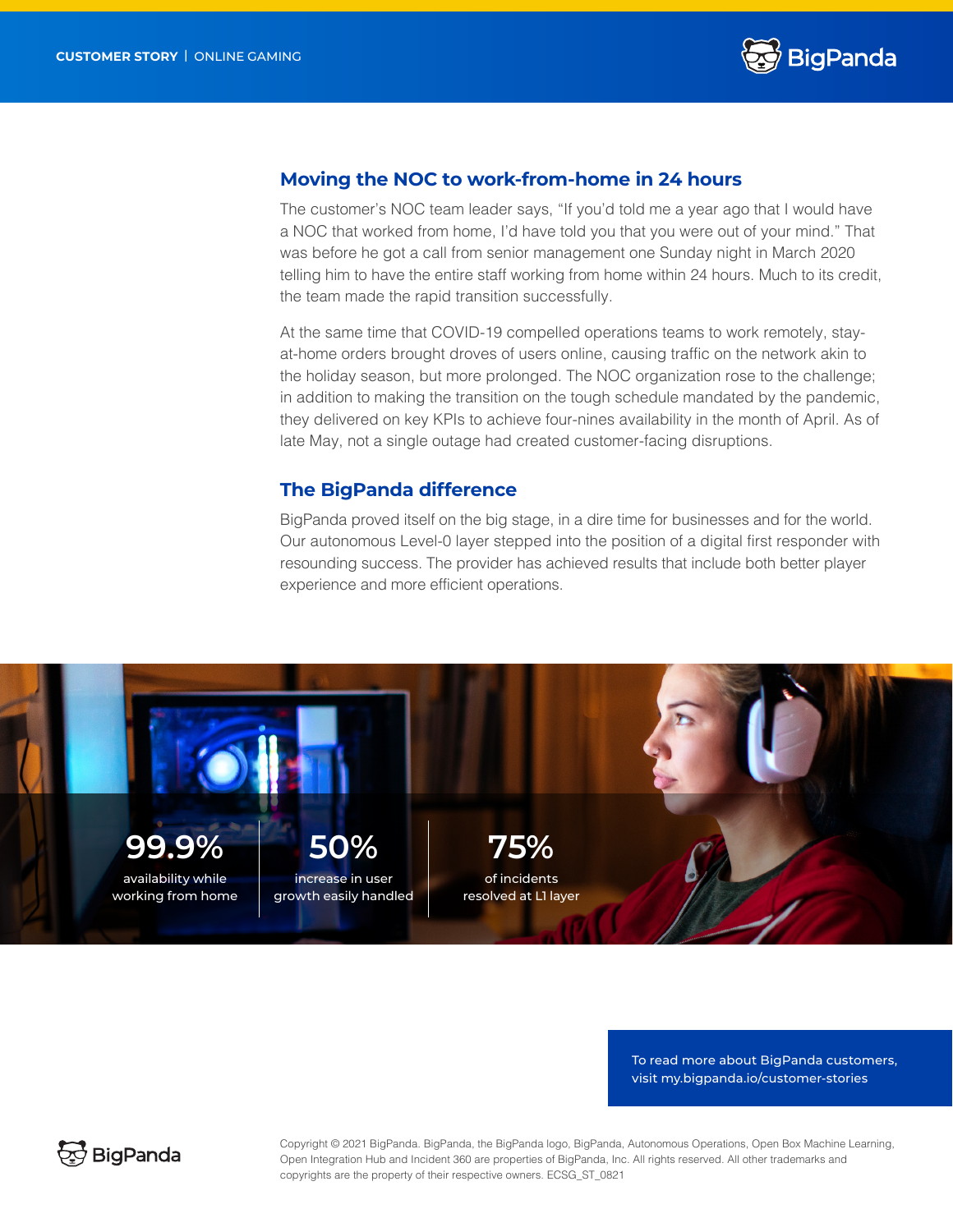## Moving the NOC to work-from-home in 24 hours

The customer's NOC team leader says, "If you'd told me a year ago that I would have a NOC that worked from home, I'd have told you that you were out of your mind." That was before he got a call from senior management one Sunday night in March 2020 telling him to have the entire staff working from home within 24 hours. Much to its credit, the team made the rapid transition successfully.

At the same time that COVID-19 compelled operations teams to work remotely, stay-at-home orders brought droves of users online, causing traffic on the network akin to the holiday season, but more prolonged. The NOC organization rose to the challenge; in addition to making the transition on the tough schedule mandated by the pandemic, they delivered on key KPIs to achieve four-nines availability in the month of April. As of late May, not a single outage had created customer-facing disruptions.

## The BigPanda difference

BigPanda proved itself on the big stage, in a dire time for businesses and for the world. Our autonomous Level-0 layer stepped into the position of a digital first responder with resounding success. The provider has achieved results that include both better player experience and more efficient operations.

**99.9%**
availability while working from home

**50%**
increase in user growth easily handled

**75%**
of incidents resolved at L1 layer

To read more about BigPanda customers, visit my.bigpanda.io/customer-stories

Copyright © 2021 BigPanda. BigPanda, the BigPanda logo, BigPanda, Autonomous Operations, Open Box Machine Learning, Open Integration Hub and Incident 360 are properties of BigPanda, Inc. All rights reserved. All other trademarks and copyrights are the property of their respective owners. ECSG_ST_0821